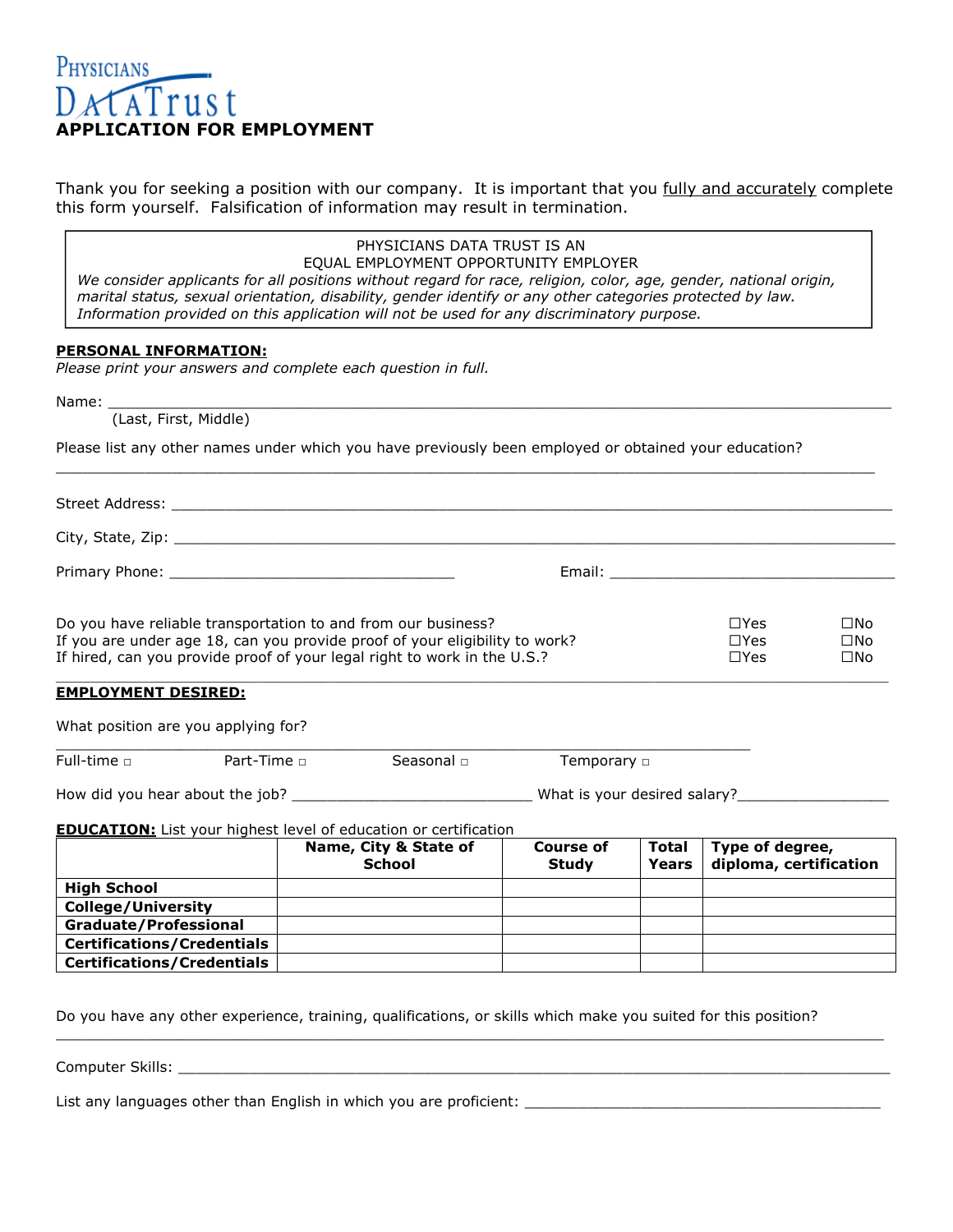PHYSICIANS DATATRUST

# APPLICATION FOR EMPLOYMENT

Thank you for seeking a position with our company. It is important that you fully and accurately complete this form yourself. Falsification of information may result in termination.

> PHYSICIANS DATA TRUST IS AN
> EQUAL EMPLOYMENT OPPORTUNITY EMPLOYER
> *We consider applicants for all positions without regard for race, religion, color, age, gender, national origin, marital status, sexual orientation, disability, gender identify or any other categories protected by law. Information provided on this application will not be used for any discriminatory purpose.*

## PERSONAL INFORMATION:

*Please print your answers and complete each question in full.*

Name: ____________________________________________
(Last, First, Middle)

Please list any other names under which you have previously been employed or obtained your education?

____________________________________________

Street Address: ____________________________________________

City, State, Zip: ____________________________________________

Primary Phone: ____________________ Email: ____________________

Do you have reliable transportation to and from our business? ☐Yes ☐No

If you are under age 18, can you provide proof of your eligibility to work? ☐Yes ☐No

If hired, can you provide proof of your legal right to work in the U.S.? ☐Yes ☐No

## EMPLOYMENT DESIRED:

What position are you applying for?

____________________________________________

Full-time ☐ Part-Time ☐ Seasonal ☐ Temporary ☐

How did you hear about the job? ____________________ What is your desired salary? ____________________

**EDUCATION:** List your highest level of education or certification

| | Name, City & State of School | Course of Study | Total Years | Type of degree, diploma, certification |
|---|---|---|---|---|
| **High School** | | | | |
| **College/University** | | | | |
| **Graduate/Professional** | | | | |
| **Certifications/Credentials** | | | | |
| **Certifications/Credentials** | | | | |

Do you have any other experience, training, qualifications, or skills which make you suited for this position?

____________________________________________

Computer Skills: ____________________________________________

List any languages other than English in which you are proficient: ____________________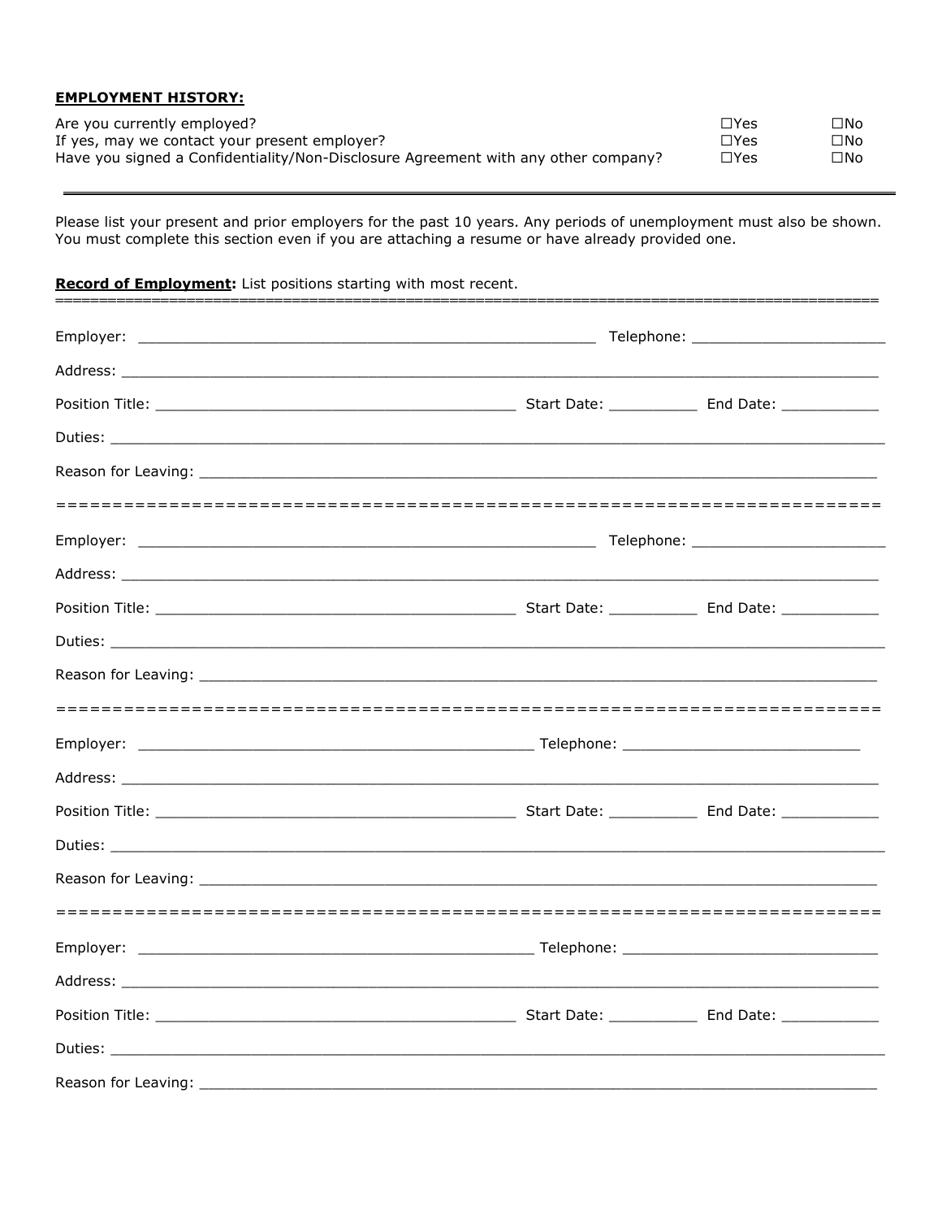**EMPLOYMENT HISTORY:**

| | | |
|---|---|---|
| Are you currently employed? | ☐Yes | ☐No |
| If yes, may we contact your present employer? | ☐Yes | ☐No |
| Have you signed a Confidentiality/Non-Disclosure Agreement with any other company? | ☐Yes | ☐No |

---

Please list your present and prior employers for the past 10 years. Any periods of unemployment must also be shown. You must complete this section even if you are attaching a resume or have already provided one.

**Record of Employment:** List positions starting with most recent.

===========================================================================

Employer: ________________________________________________ Telephone: ____________________

Address: ______________________________________________________________________________

Position Title: ______________________________________ Start Date: _________ End Date: __________

Duties: _______________________________________________________________________________

Reason for Leaving: ____________________________________________________________________

===========================================================================

Employer: ________________________________________________ Telephone: ____________________

Address: ______________________________________________________________________________

Position Title: ______________________________________ Start Date: _________ End Date: __________

Duties: _______________________________________________________________________________

Reason for Leaving: ____________________________________________________________________

===========================================================================

Employer: __________________________________________ Telephone: _________________________

Address: ______________________________________________________________________________

Position Title: ______________________________________ Start Date: _________ End Date: __________

Duties: _______________________________________________________________________________

Reason for Leaving: ____________________________________________________________________

===========================================================================

Employer: __________________________________________ Telephone: ___________________________

Address: ______________________________________________________________________________

Position Title: ______________________________________ Start Date: _________ End Date: __________

Duties: _______________________________________________________________________________

Reason for Leaving: ____________________________________________________________________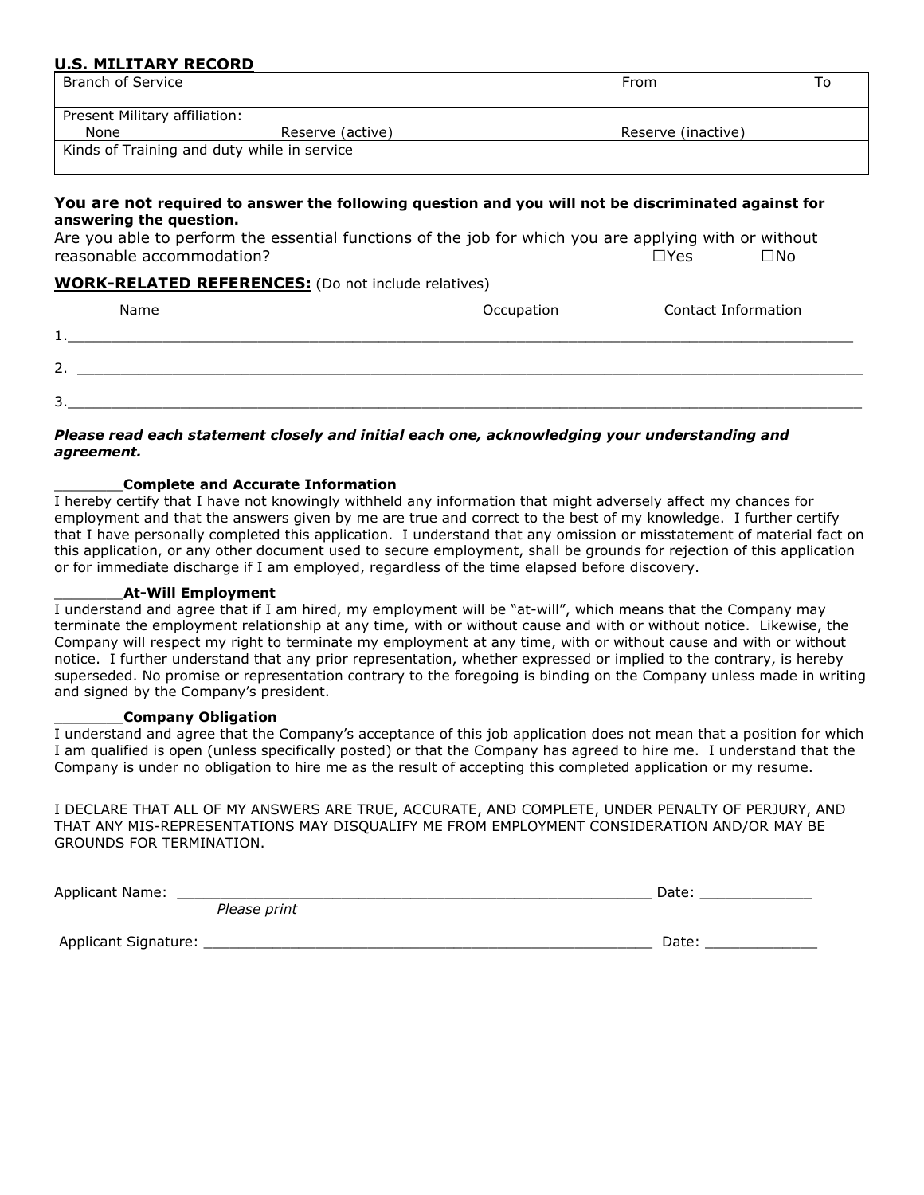## U.S. MILITARY RECORD

| | | |
|---|---|---|
| Branch of Service | From | To |
| Present Military affiliation: None / Reserve (active) / Reserve (inactive) | | |
| Kinds of Training and duty while in service | | |

**You are not required to answer the following question and you will not be discriminated against for answering the question.**

Are you able to perform the essential functions of the job for which you are applying with or without reasonable accommodation? ☐Yes ☐No

**WORK-RELATED REFERENCES:** (Do not include relatives)

| Name | Occupation | Contact Information |
|---|---|---|
| 1. | | |
| 2. | | |
| 3. | | |

***Please read each statement closely and initial each one, acknowledging your understanding and agreement.***

_______**Complete and Accurate Information**

I hereby certify that I have not knowingly withheld any information that might adversely affect my chances for employment and that the answers given by me are true and correct to the best of my knowledge. I further certify that I have personally completed this application. I understand that any omission or misstatement of material fact on this application, or any other document used to secure employment, shall be grounds for rejection of this application or for immediate discharge if I am employed, regardless of the time elapsed before discovery.

_______**At-Will Employment**

I understand and agree that if I am hired, my employment will be "at-will", which means that the Company may terminate the employment relationship at any time, with or without cause and with or without notice. Likewise, the Company will respect my right to terminate my employment at any time, with or without cause and with or without notice. I further understand that any prior representation, whether expressed or implied to the contrary, is hereby superseded. No promise or representation contrary to the foregoing is binding on the Company unless made in writing and signed by the Company's president.

_______**Company Obligation**

I understand and agree that the Company's acceptance of this job application does not mean that a position for which I am qualified is open (unless specifically posted) or that the Company has agreed to hire me. I understand that the Company is under no obligation to hire me as the result of accepting this completed application or my resume.

I DECLARE THAT ALL OF MY ANSWERS ARE TRUE, ACCURATE, AND COMPLETE, UNDER PENALTY OF PERJURY, AND THAT ANY MIS-REPRESENTATIONS MAY DISQUALIFY ME FROM EMPLOYMENT CONSIDERATION AND/OR MAY BE GROUNDS FOR TERMINATION.

Applicant Name: ______________________________________________________ Date: _____________
*Please print*

Applicant Signature: ___________________________________________________ Date: _____________